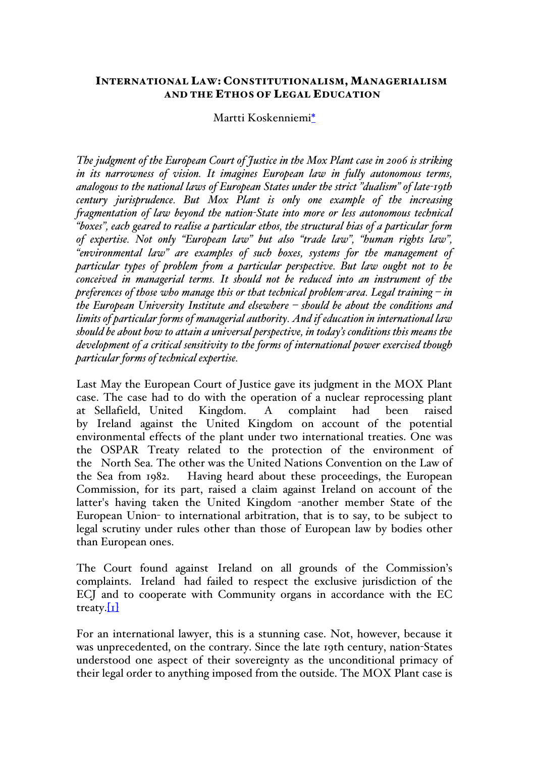# International Law: Constitutionalism, Managerialism and the Ethos of Legal Education

Martti Koskenniemi*

*The judgment of the European Court of Justice in the Mox Plant case in 2006 is striking in its narrowness of vision. It imagines European law in fully autonomous terms, analogous to the national laws of European States under the strict "dualism" of late-19th century jurisprudence. But Mox Plant is only one example of the increasing fragmentation of law beyond the nation-State into more or less autonomous technical "boxes", each geared to realise a particular ethos, the structural bias of a particular form of expertise. Not only "European law" but also "trade law", "human rights law", "environmental law" are examples of such boxes, systems for the management of particular types of problem from a particular perspective. But law ought not to be conceived in managerial terms. It should not be reduced into an instrument of the preferences of those who manage this or that technical problem-area. Legal training – in the European University Institute and elsewhere – should be about the conditions and limits of particular forms of managerial authority. And if education in international law should be about how to attain a universal perspective, in today's conditions this means the development of a critical sensitivity to the forms of international power exercised though particular forms of technical expertise.*

Last May the European Court of Justice gave its judgment in the MOX Plant case. The case had to do with the operation of a nuclear reprocessing plant at Sellafield, United Kingdom. A complaint had been raised by Ireland against the United Kingdom on account of the potential environmental effects of the plant under two international treaties. One was the OSPAR Treaty related to the protection of the environment of the North Sea. The other was the United Nations Convention on the Law of the Sea from 1982. Having heard about these proceedings, the European Commission, for its part, raised a claim against Ireland on account of the latter's having taken the United Kingdom -another member State of the European Union- to international arbitration, that is to say, to be subject to legal scrutiny under rules other than those of European law by bodies other than European ones.

The Court found against Ireland on all grounds of the Commission's complaints. Ireland had failed to respect the exclusive jurisdiction of the ECJ and to cooperate with Community organs in accordance with the EC treaty.[1]

For an international lawyer, this is a stunning case. Not, however, because it was unprecedented, on the contrary. Since the late 19th century, nation-States understood one aspect of their sovereignty as the unconditional primacy of their legal order to anything imposed from the outside. The MOX Plant case is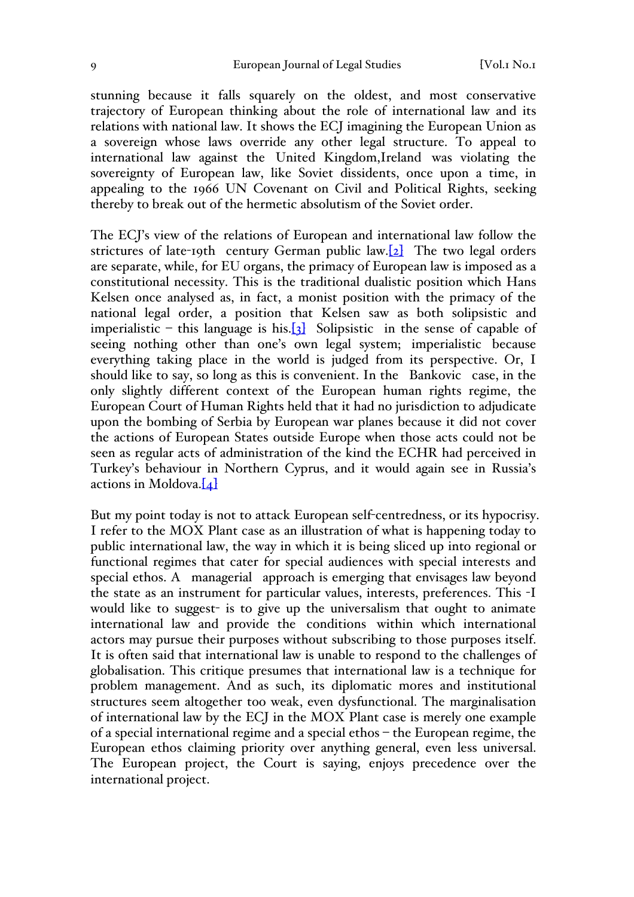stunning because it falls squarely on the oldest, and most conservative trajectory of European thinking about the role of international law and its relations with national law. It shows the ECJ imagining the European Union as a sovereign whose laws override any other legal structure. To appeal to international law against the United Kingdom,Ireland was violating the sovereignty of European law, like Soviet dissidents, once upon a time, in appealing to the 1966 UN Covenant on Civil and Political Rights, seeking thereby to break out of the hermetic absolutism of the Soviet order.

The ECJ's view of the relations of European and international law follow the strictures of late-19th century German public law.[2] The two legal orders are separate, while, for EU organs, the primacy of European law is imposed as a constitutional necessity. This is the traditional dualistic position which Hans Kelsen once analysed as, in fact, a monist position with the primacy of the national legal order, a position that Kelsen saw as both solipsistic and imperialistic – this language is his.[3] Solipsistic in the sense of capable of seeing nothing other than one's own legal system; imperialistic because everything taking place in the world is judged from its perspective. Or, I should like to say, so long as this is convenient. In the Bankovic case, in the only slightly different context of the European human rights regime, the European Court of Human Rights held that it had no jurisdiction to adjudicate upon the bombing of Serbia by European war planes because it did not cover the actions of European States outside Europe when those acts could not be seen as regular acts of administration of the kind the ECHR had perceived in Turkey's behaviour in Northern Cyprus, and it would again see in Russia's actions in Moldova.[4]

But my point today is not to attack European self-centredness, or its hypocrisy. I refer to the MOX Plant case as an illustration of what is happening today to public international law, the way in which it is being sliced up into regional or functional regimes that cater for special audiences with special interests and special ethos. A managerial approach is emerging that envisages law beyond the state as an instrument for particular values, interests, preferences. This -I would like to suggest- is to give up the universalism that ought to animate international law and provide the conditions within which international actors may pursue their purposes without subscribing to those purposes itself. It is often said that international law is unable to respond to the challenges of globalisation. This critique presumes that international law is a technique for problem management. And as such, its diplomatic mores and institutional structures seem altogether too weak, even dysfunctional. The marginalisation of international law by the ECJ in the MOX Plant case is merely one example of a special international regime and a special ethos – the European regime, the European ethos claiming priority over anything general, even less universal. The European project, the Court is saying, enjoys precedence over the international project.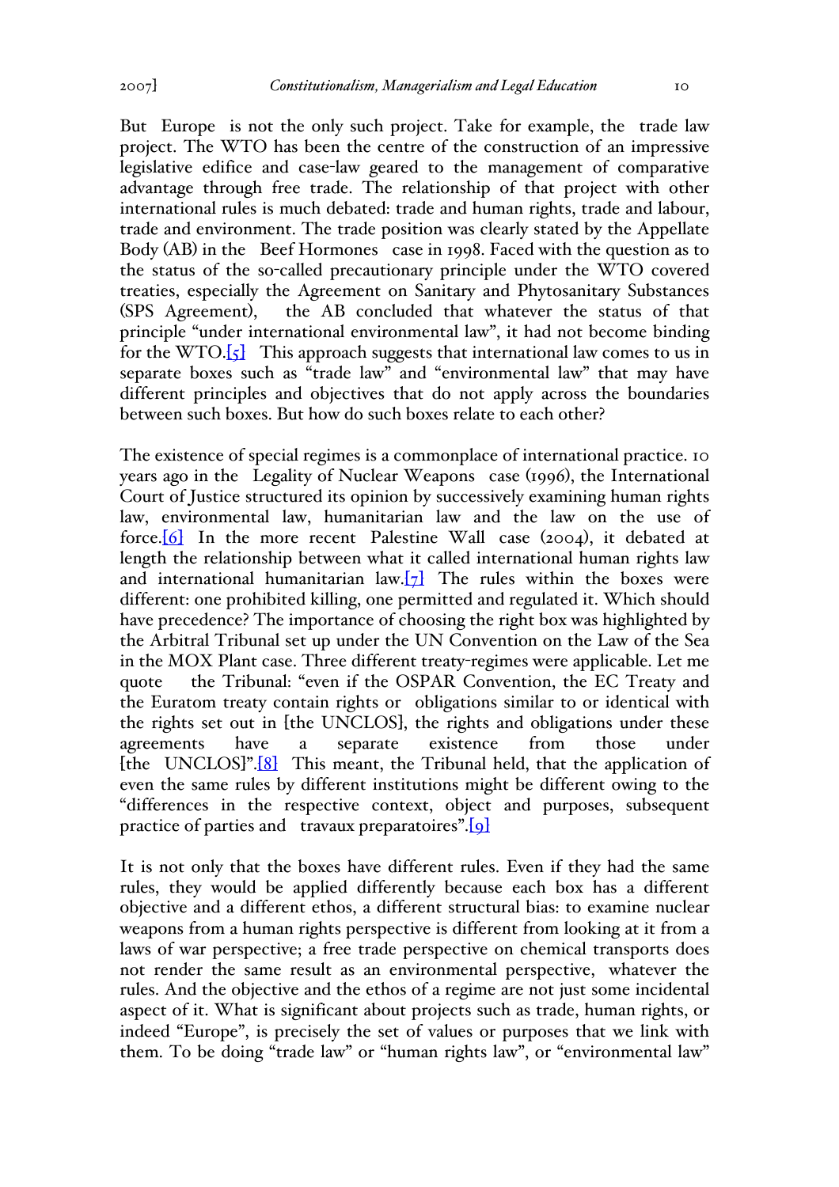But Europe is not the only such project. Take for example, the trade law project. The WTO has been the centre of the construction of an impressive legislative edifice and case-law geared to the management of comparative advantage through free trade. The relationship of that project with other international rules is much debated: trade and human rights, trade and labour, trade and environment. The trade position was clearly stated by the Appellate Body (AB) in the Beef Hormones case in 1998. Faced with the question as to the status of the so-called precautionary principle under the WTO covered treaties, especially the Agreement on Sanitary and Phytosanitary Substances (SPS Agreement), the AB concluded that whatever the status of that principle "under international environmental law", it had not become binding for the WTO.[5] This approach suggests that international law comes to us in separate boxes such as "trade law" and "environmental law" that may have different principles and objectives that do not apply across the boundaries between such boxes. But how do such boxes relate to each other?

The existence of special regimes is a commonplace of international practice. 10 years ago in the Legality of Nuclear Weapons case (1996), the International Court of Justice structured its opinion by successively examining human rights law, environmental law, humanitarian law and the law on the use of force.[6] In the more recent Palestine Wall case (2004), it debated at length the relationship between what it called international human rights law and international humanitarian law.[7] The rules within the boxes were different: one prohibited killing, one permitted and regulated it. Which should have precedence? The importance of choosing the right box was highlighted by the Arbitral Tribunal set up under the UN Convention on the Law of the Sea in the MOX Plant case. Three different treaty-regimes were applicable. Let me quote the Tribunal: "even if the OSPAR Convention, the EC Treaty and the Euratom treaty contain rights or obligations similar to or identical with the rights set out in [the UNCLOS], the rights and obligations under these agreements have a separate existence from those under [the UNCLOS]".[8] This meant, the Tribunal held, that the application of even the same rules by different institutions might be different owing to the "differences in the respective context, object and purposes, subsequent practice of parties and travaux preparatoires".[9]

It is not only that the boxes have different rules. Even if they had the same rules, they would be applied differently because each box has a different objective and a different ethos, a different structural bias: to examine nuclear weapons from a human rights perspective is different from looking at it from a laws of war perspective; a free trade perspective on chemical transports does not render the same result as an environmental perspective, whatever the rules. And the objective and the ethos of a regime are not just some incidental aspect of it. What is significant about projects such as trade, human rights, or indeed "Europe", is precisely the set of values or purposes that we link with them. To be doing "trade law" or "human rights law", or "environmental law"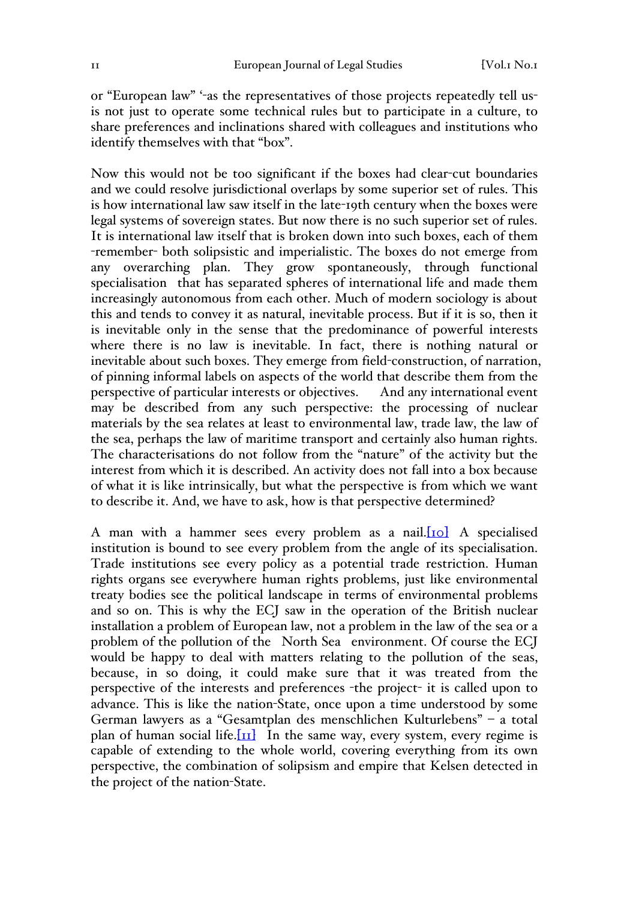or "European law" '-as the representatives of those projects repeatedly tell us- is not just to operate some technical rules but to participate in a culture, to share preferences and inclinations shared with colleagues and institutions who identify themselves with that "box".

Now this would not be too significant if the boxes had clear-cut boundaries and we could resolve jurisdictional overlaps by some superior set of rules. This is how international law saw itself in the late-19th century when the boxes were legal systems of sovereign states. But now there is no such superior set of rules. It is international law itself that is broken down into such boxes, each of them -remember- both solipsistic and imperialistic. The boxes do not emerge from any overarching plan. They grow spontaneously, through functional specialisation that has separated spheres of international life and made them increasingly autonomous from each other. Much of modern sociology is about this and tends to convey it as natural, inevitable process. But if it is so, then it is inevitable only in the sense that the predominance of powerful interests where there is no law is inevitable. In fact, there is nothing natural or inevitable about such boxes. They emerge from field-construction, of narration, of pinning informal labels on aspects of the world that describe them from the perspective of particular interests or objectives. And any international event may be described from any such perspective: the processing of nuclear materials by the sea relates at least to environmental law, trade law, the law of the sea, perhaps the law of maritime transport and certainly also human rights. The characterisations do not follow from the "nature" of the activity but the interest from which it is described. An activity does not fall into a box because of what it is like intrinsically, but what the perspective is from which we want to describe it. And, we have to ask, how is that perspective determined?

A man with a hammer sees every problem as a nail.[10] A specialised institution is bound to see every problem from the angle of its specialisation. Trade institutions see every policy as a potential trade restriction. Human rights organs see everywhere human rights problems, just like environmental treaty bodies see the political landscape in terms of environmental problems and so on. This is why the ECJ saw in the operation of the British nuclear installation a problem of European law, not a problem in the law of the sea or a problem of the pollution of the North Sea environment. Of course the ECJ would be happy to deal with matters relating to the pollution of the seas, because, in so doing, it could make sure that it was treated from the perspective of the interests and preferences -the project- it is called upon to advance. This is like the nation-State, once upon a time understood by some German lawyers as a "Gesamtplan des menschlichen Kulturlebens" – a total plan of human social life.[11] In the same way, every system, every regime is capable of extending to the whole world, covering everything from its own perspective, the combination of solipsism and empire that Kelsen detected in the project of the nation-State.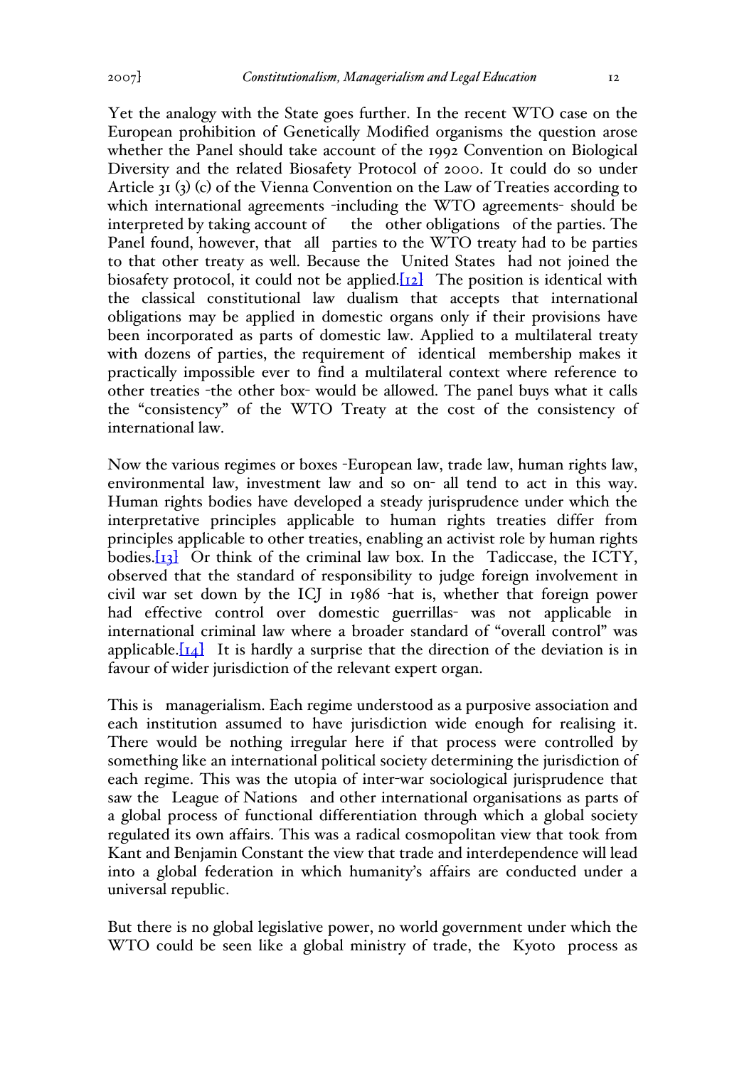Yet the analogy with the State goes further. In the recent WTO case on the European prohibition of Genetically Modified organisms the question arose whether the Panel should take account of the 1992 Convention on Biological Diversity and the related Biosafety Protocol of 2000. It could do so under Article 31 (3) (c) of the Vienna Convention on the Law of Treaties according to which international agreements -including the WTO agreements- should be interpreted by taking account of the other obligations of the parties. The Panel found, however, that all parties to the WTO treaty had to be parties to that other treaty as well. Because the United States had not joined the biosafety protocol, it could not be applied.[12] The position is identical with the classical constitutional law dualism that accepts that international obligations may be applied in domestic organs only if their provisions have been incorporated as parts of domestic law. Applied to a multilateral treaty with dozens of parties, the requirement of identical membership makes it practically impossible ever to find a multilateral context where reference to other treaties -the other box- would be allowed. The panel buys what it calls the "consistency" of the WTO Treaty at the cost of the consistency of international law.

Now the various regimes or boxes -European law, trade law, human rights law, environmental law, investment law and so on- all tend to act in this way. Human rights bodies have developed a steady jurisprudence under which the interpretative principles applicable to human rights treaties differ from principles applicable to other treaties, enabling an activist role by human rights bodies.[13] Or think of the criminal law box. In the Tadiccase, the ICTY, observed that the standard of responsibility to judge foreign involvement in civil war set down by the ICJ in 1986 -hat is, whether that foreign power had effective control over domestic guerrillas- was not applicable in international criminal law where a broader standard of "overall control" was applicable.[14] It is hardly a surprise that the direction of the deviation is in favour of wider jurisdiction of the relevant expert organ.

This is managerialism. Each regime understood as a purposive association and each institution assumed to have jurisdiction wide enough for realising it. There would be nothing irregular here if that process were controlled by something like an international political society determining the jurisdiction of each regime. This was the utopia of inter-war sociological jurisprudence that saw the League of Nations and other international organisations as parts of a global process of functional differentiation through which a global society regulated its own affairs. This was a radical cosmopolitan view that took from Kant and Benjamin Constant the view that trade and interdependence will lead into a global federation in which humanity's affairs are conducted under a universal republic.

But there is no global legislative power, no world government under which the WTO could be seen like a global ministry of trade, the Kyoto process as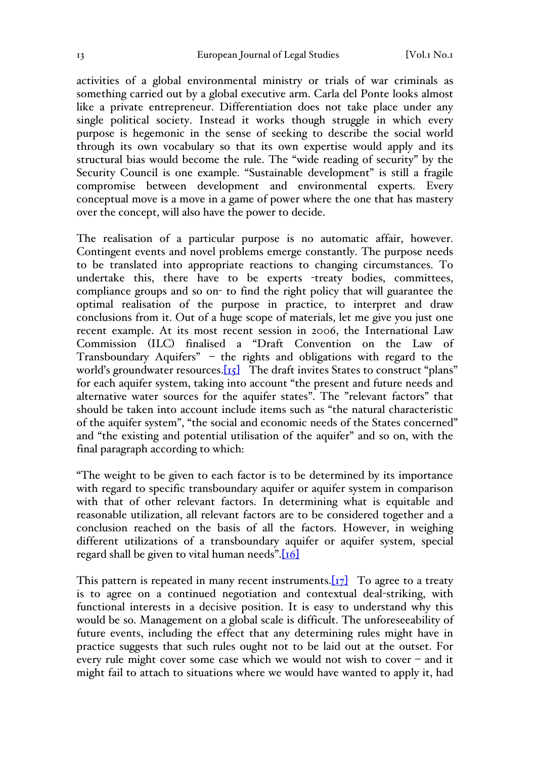activities of a global environmental ministry or trials of war criminals as something carried out by a global executive arm. Carla del Ponte looks almost like a private entrepreneur. Differentiation does not take place under any single political society. Instead it works though struggle in which every purpose is hegemonic in the sense of seeking to describe the social world through its own vocabulary so that its own expertise would apply and its structural bias would become the rule. The "wide reading of security" by the Security Council is one example. "Sustainable development" is still a fragile compromise between development and environmental experts. Every conceptual move is a move in a game of power where the one that has mastery over the concept, will also have the power to decide.

The realisation of a particular purpose is no automatic affair, however. Contingent events and novel problems emerge constantly. The purpose needs to be translated into appropriate reactions to changing circumstances. To undertake this, there have to be experts -treaty bodies, committees, compliance groups and so on- to find the right policy that will guarantee the optimal realisation of the purpose in practice, to interpret and draw conclusions from it. Out of a huge scope of materials, let me give you just one recent example. At its most recent session in 2006, the International Law Commission (ILC) finalised a "Draft Convention on the Law of Transboundary Aquifers" – the rights and obligations with regard to the world's groundwater resources.[15] The draft invites States to construct "plans" for each aquifer system, taking into account "the present and future needs and alternative water sources for the aquifer states". The "relevant factors" that should be taken into account include items such as "the natural characteristic of the aquifer system", "the social and economic needs of the States concerned" and "the existing and potential utilisation of the aquifer" and so on, with the final paragraph according to which:

"The weight to be given to each factor is to be determined by its importance with regard to specific transboundary aquifer or aquifer system in comparison with that of other relevant factors. In determining what is equitable and reasonable utilization, all relevant factors are to be considered together and a conclusion reached on the basis of all the factors. However, in weighing different utilizations of a transboundary aquifer or aquifer system, special regard shall be given to vital human needs".[16]

This pattern is repeated in many recent instruments.[17] To agree to a treaty is to agree on a continued negotiation and contextual deal-striking, with functional interests in a decisive position. It is easy to understand why this would be so. Management on a global scale is difficult. The unforeseeability of future events, including the effect that any determining rules might have in practice suggests that such rules ought not to be laid out at the outset. For every rule might cover some case which we would not wish to cover – and it might fail to attach to situations where we would have wanted to apply it, had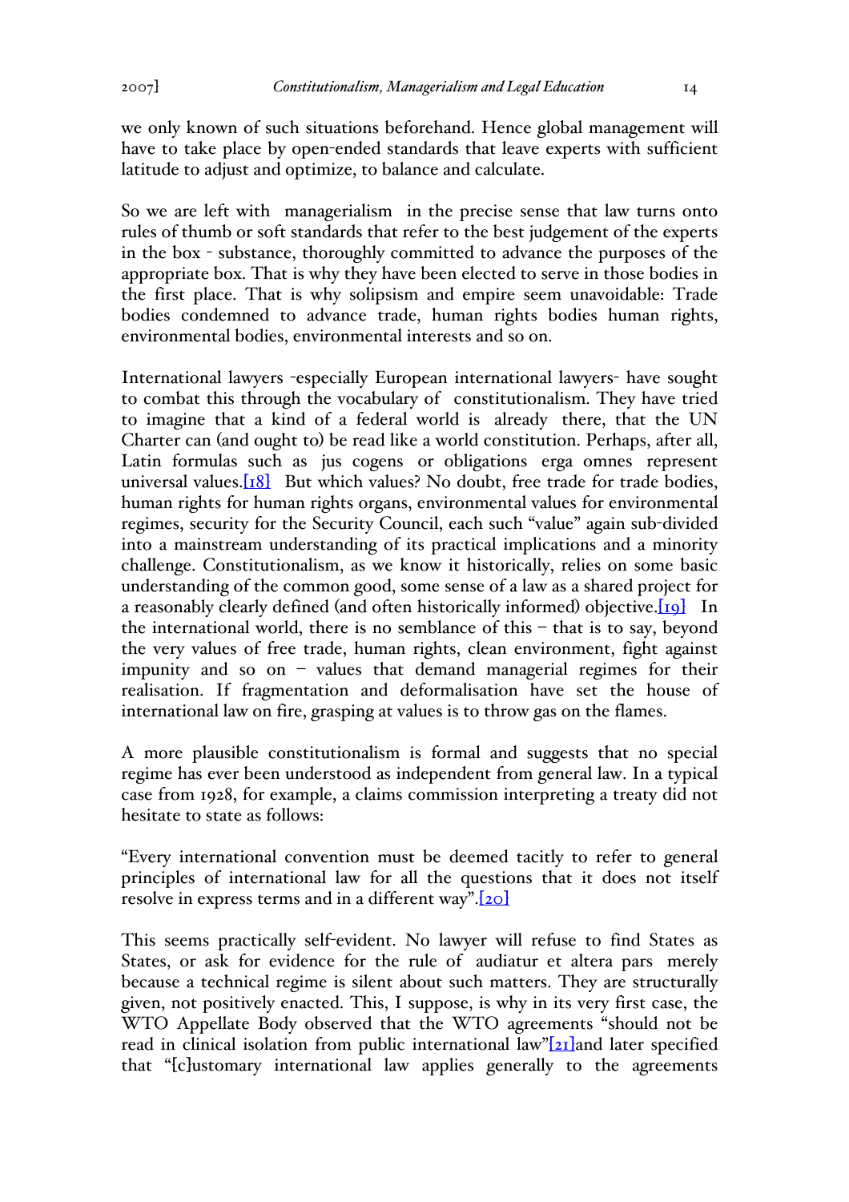we only known of such situations beforehand. Hence global management will have to take place by open-ended standards that leave experts with sufficient latitude to adjust and optimize, to balance and calculate.

So we are left with managerialism in the precise sense that law turns onto rules of thumb or soft standards that refer to the best judgement of the experts in the box - substance, thoroughly committed to advance the purposes of the appropriate box. That is why they have been elected to serve in those bodies in the first place. That is why solipsism and empire seem unavoidable: Trade bodies condemned to advance trade, human rights bodies human rights, environmental bodies, environmental interests and so on.

International lawyers -especially European international lawyers- have sought to combat this through the vocabulary of constitutionalism. They have tried to imagine that a kind of a federal world is already there, that the UN Charter can (and ought to) be read like a world constitution. Perhaps, after all, Latin formulas such as jus cogens or obligations erga omnes represent universal values.[18] But which values? No doubt, free trade for trade bodies, human rights for human rights organs, environmental values for environmental regimes, security for the Security Council, each such "value" again sub-divided into a mainstream understanding of its practical implications and a minority challenge. Constitutionalism, as we know it historically, relies on some basic understanding of the common good, some sense of a law as a shared project for a reasonably clearly defined (and often historically informed) objective.[19] In the international world, there is no semblance of this – that is to say, beyond the very values of free trade, human rights, clean environment, fight against impunity and so on – values that demand managerial regimes for their realisation. If fragmentation and deformalisation have set the house of international law on fire, grasping at values is to throw gas on the flames.

A more plausible constitutionalism is formal and suggests that no special regime has ever been understood as independent from general law. In a typical case from 1928, for example, a claims commission interpreting a treaty did not hesitate to state as follows:

"Every international convention must be deemed tacitly to refer to general principles of international law for all the questions that it does not itself resolve in express terms and in a different way".[20]

This seems practically self-evident. No lawyer will refuse to find States as States, or ask for evidence for the rule of audiatur et altera pars merely because a technical regime is silent about such matters. They are structurally given, not positively enacted. This, I suppose, is why in its very first case, the WTO Appellate Body observed that the WTO agreements "should not be read in clinical isolation from public international law"[21]and later specified that "[c]ustomary international law applies generally to the agreements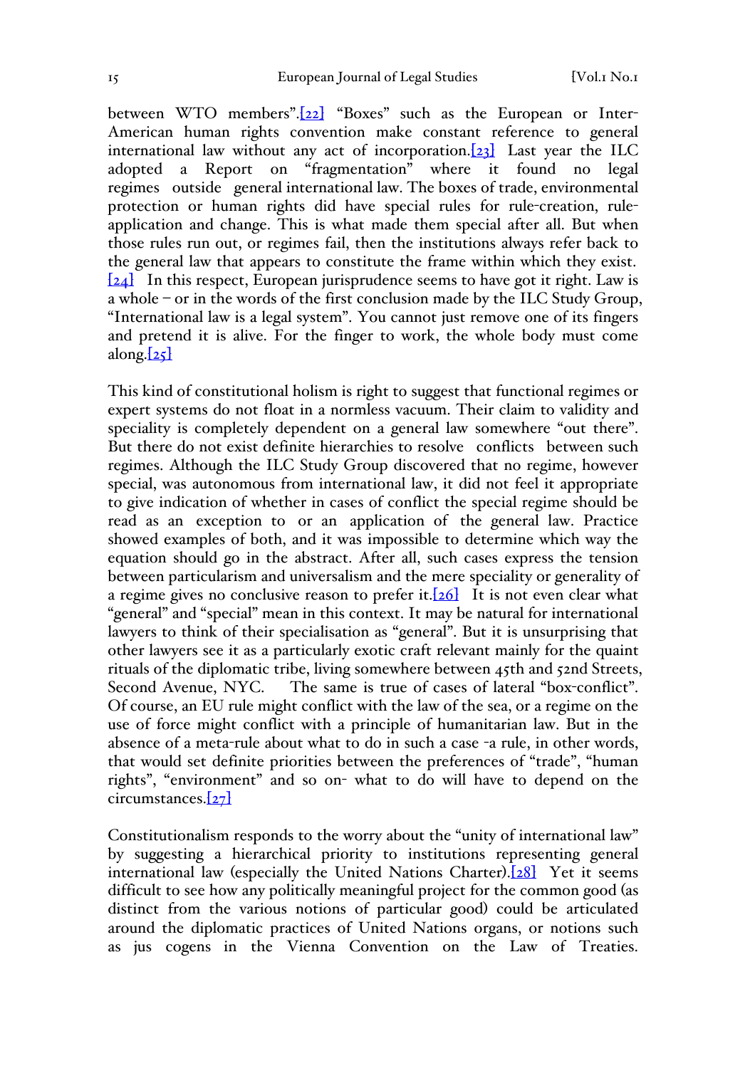between WTO members".[22] "Boxes" such as the European or Inter-American human rights convention make constant reference to general international law without any act of incorporation.[23] Last year the ILC adopted a Report on "fragmentation" where it found no legal regimes outside general international law. The boxes of trade, environmental protection or human rights did have special rules for rule-creation, rule-application and change. This is what made them special after all. But when those rules run out, or regimes fail, then the institutions always refer back to the general law that appears to constitute the frame within which they exist.[24] In this respect, European jurisprudence seems to have got it right. Law is a whole – or in the words of the first conclusion made by the ILC Study Group, "International law is a legal system". You cannot just remove one of its fingers and pretend it is alive. For the finger to work, the whole body must come along.[25]

This kind of constitutional holism is right to suggest that functional regimes or expert systems do not float in a normless vacuum. Their claim to validity and speciality is completely dependent on a general law somewhere "out there". But there do not exist definite hierarchies to resolve conflicts between such regimes. Although the ILC Study Group discovered that no regime, however special, was autonomous from international law, it did not feel it appropriate to give indication of whether in cases of conflict the special regime should be read as an exception to or an application of the general law. Practice showed examples of both, and it was impossible to determine which way the equation should go in the abstract. After all, such cases express the tension between particularism and universalism and the mere speciality or generality of a regime gives no conclusive reason to prefer it.[26] It is not even clear what "general" and "special" mean in this context. It may be natural for international lawyers to think of their specialisation as "general". But it is unsurprising that other lawyers see it as a particularly exotic craft relevant mainly for the quaint rituals of the diplomatic tribe, living somewhere between 45th and 52nd Streets, Second Avenue, NYC. The same is true of cases of lateral "box-conflict". Of course, an EU rule might conflict with the law of the sea, or a regime on the use of force might conflict with a principle of humanitarian law. But in the absence of a meta-rule about what to do in such a case -a rule, in other words, that would set definite priorities between the preferences of "trade", "human rights", "environment" and so on- what to do will have to depend on the circumstances.[27]

Constitutionalism responds to the worry about the "unity of international law" by suggesting a hierarchical priority to institutions representing general international law (especially the United Nations Charter).[28] Yet it seems difficult to see how any politically meaningful project for the common good (as distinct from the various notions of particular good) could be articulated around the diplomatic practices of United Nations organs, or notions such as jus cogens in the Vienna Convention on the Law of Treaties.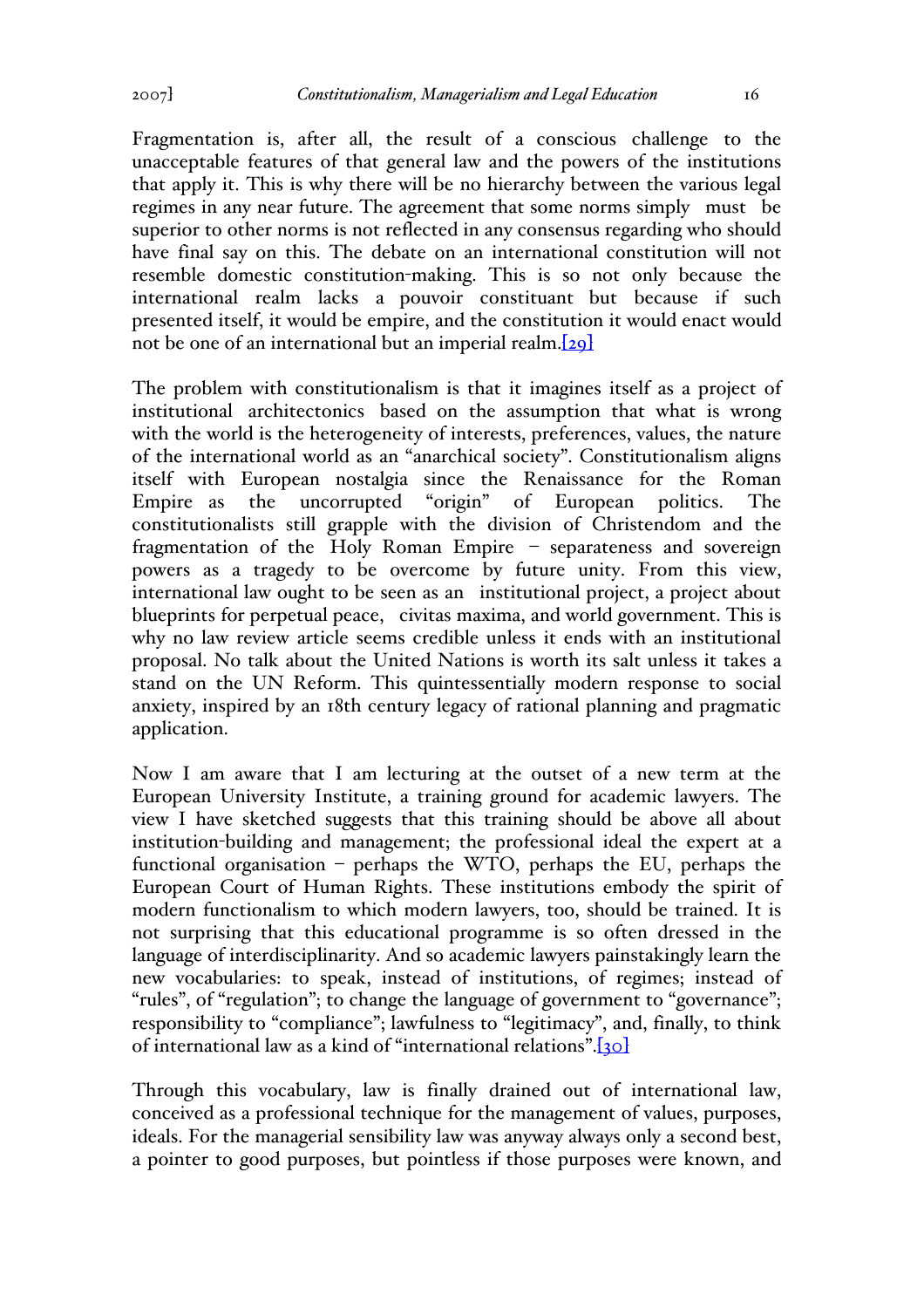Fragmentation is, after all, the result of a conscious challenge to the unacceptable features of that general law and the powers of the institutions that apply it. This is why there will be no hierarchy between the various legal regimes in any near future. The agreement that some norms simply *must* be superior to other norms is not reflected in any consensus regarding who should have final say on this. The debate on an international constitution will not resemble domestic constitution-making. This is so not only because the international realm lacks a *pouvoir constituant* but because if such presented itself, it would be empire, and the constitution it would enact would not be one of an international but an imperial realm.[29]

The problem with constitutionalism is that it imagines itself as a project of institutional architectonics based on the assumption that what is wrong with the world is the heterogeneity of interests, preferences, values, the nature of the international world as an "anarchical society". Constitutionalism aligns itself with European nostalgia since the Renaissance for the Roman Empire as the uncorrupted "origin" of European politics. The constitutionalists still grapple with the division of Christendom and the fragmentation of the Holy Roman Empire – separateness and sovereign powers as a tragedy to be overcome by future unity. From this view, international law ought to be seen as an *institutional project*, a project about blueprints for perpetual peace, *civitas maxima*, and world government. This is why no law review article seems credible unless it ends with an institutional proposal. No talk about the United Nations is worth its salt unless it takes a stand on the UN Reform. This quintessentially modern response to social anxiety, inspired by an 18th century legacy of rational planning and pragmatic application.

Now I am aware that I am lecturing at the outset of a new term at the European University Institute, a training ground for academic lawyers. The view I have sketched suggests that this training should be above all about institution-building and management; the professional ideal the expert at a functional organisation – perhaps the WTO, perhaps the EU, perhaps the European Court of Human Rights. These institutions embody the spirit of modern functionalism to which modern lawyers, too, should be trained. It is not surprising that this educational programme is so often dressed in the language of interdisciplinarity. And so academic lawyers painstakingly learn the new vocabularies: to speak, instead of institutions, of regimes; instead of "rules", of "regulation"; to change the language of government to "governance"; responsibility to "compliance"; lawfulness to "legitimacy", and, finally, to think of international law as a kind of "international relations".[30]

Through this vocabulary, law is finally drained out of international law, conceived as a professional technique for the management of values, purposes, ideals. For the managerial sensibility law was anyway always only a second best, a pointer to good purposes, but pointless if those purposes were known, and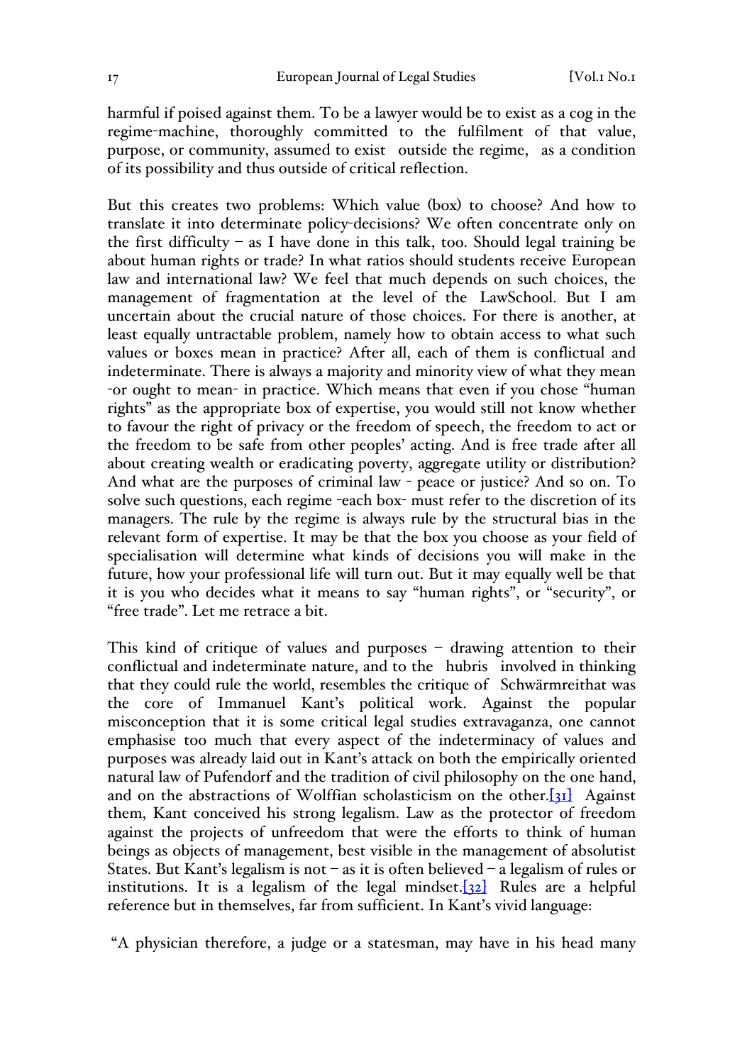harmful if poised against them. To be a lawyer would be to exist as a cog in the regime-machine, thoroughly committed to the fulfilment of that value, purpose, or community, assumed to exist outside the regime, as a condition of its possibility and thus outside of critical reflection.

But this creates two problems: Which value (box) to choose? And how to translate it into determinate policy-decisions? We often concentrate only on the first difficulty – as I have done in this talk, too. Should legal training be about human rights or trade? In what ratios should students receive European law and international law? We feel that much depends on such choices, the management of fragmentation at the level of the LawSchool. But I am uncertain about the crucial nature of those choices. For there is another, at least equally untractable problem, namely how to obtain access to what such values or boxes mean in practice? After all, each of them is conflictual and indeterminate. There is always a majority and minority view of what they mean -or ought to mean- in practice. Which means that even if you chose "human rights" as the appropriate box of expertise, you would still not know whether to favour the right of privacy or the freedom of speech, the freedom to act or the freedom to be safe from other peoples' acting. And is free trade after all about creating wealth or eradicating poverty, aggregate utility or distribution? And what are the purposes of criminal law - peace or justice? And so on. To solve such questions, each regime -each box- must refer to the discretion of its managers. The rule by the regime is always rule by the structural bias in the relevant form of expertise. It may be that the box you choose as your field of specialisation will determine what kinds of decisions you will make in the future, how your professional life will turn out. But it may equally well be that it is you who decides what it means to say "human rights", or "security", or "free trade". Let me retrace a bit.

This kind of critique of values and purposes – drawing attention to their conflictual and indeterminate nature, and to the hubris involved in thinking that they could rule the world, resembles the critique of Schwärmreithat was the core of Immanuel Kant's political work. Against the popular misconception that it is some critical legal studies extravaganza, one cannot emphasise too much that every aspect of the indeterminacy of values and purposes was already laid out in Kant's attack on both the empirically oriented natural law of Pufendorf and the tradition of civil philosophy on the one hand, and on the abstractions of Wolffian scholasticism on the other.[31] Against them, Kant conceived his strong legalism. Law as the protector of freedom against the projects of unfreedom that were the efforts to think of human beings as objects of management, best visible in the management of absolutist States. But Kant's legalism is not – as it is often believed – a legalism of rules or institutions. It is a legalism of the legal mindset.[32] Rules are a helpful reference but in themselves, far from sufficient. In Kant's vivid language:

"A physician therefore, a judge or a statesman, may have in his head many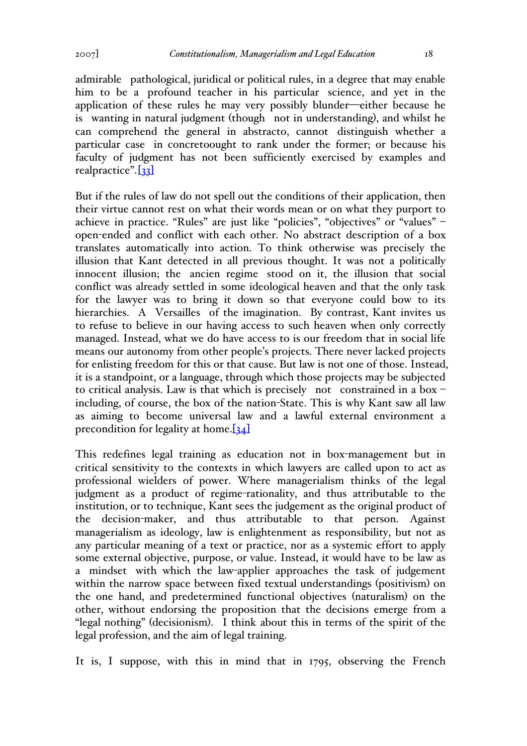admirable pathological, juridical or political rules, in a degree that may enable him to be a profound teacher in his particular science, and yet in the application of these rules he may very possibly blunder—either because he is wanting in natural judgment (though not in understanding), and whilst he can comprehend the general in abstracto, cannot distinguish whether a particular case in concretoought to rank under the former; or because his faculty of judgment has not been sufficiently exercised by examples and realpractice".[33]

But if the rules of law do not spell out the conditions of their application, then their virtue cannot rest on what their words mean or on what they purport to achieve in practice. "Rules" are just like "policies", "objectives" or "values" – open-ended and conflict with each other. No abstract description of a box translates automatically into action. To think otherwise was precisely the illusion that Kant detected in all previous thought. It was not a politically innocent illusion; the *ancien regime* stood on it, the illusion that social conflict was already settled in some ideological heaven and that the only task for the lawyer was to bring it down so that everyone could bow to its hierarchies. A *Versailles* of the imagination. By contrast, Kant invites us to refuse to believe in our having access to such heaven when only correctly managed. Instead, what we do have access to is our freedom that in social life means our autonomy from other people's projects. There never lacked projects for enlisting freedom for this or that cause. But law is not one of those. Instead, it is a standpoint, or a language, through which those projects may be subjected to critical analysis. Law is that which is precisely *not* constrained in a box – including, of course, the box of the nation-State. This is why Kant saw all law as aiming to become universal law and a lawful external environment a precondition for legality at home.[34]

This redefines legal training as education not in box-management but in critical sensitivity to the contexts in which lawyers are called upon to act as professional wielders of power. Where managerialism thinks of the legal judgment as a product of regime-rationality, and thus attributable to the institution, or to technique, Kant sees the judgement as the original product of the decision-maker, and thus attributable to that person. Against managerialism as ideology, law is enlightenment as responsibility, but not as any particular meaning of a text or practice, nor as a systemic effort to apply some external objective, purpose, or value. Instead, it would have to be law as a *mindset* with which the law-applier approaches the task of judgement within the narrow space between fixed textual understandings (positivism) on the one hand, and predetermined functional objectives (naturalism) on the other, without endorsing the proposition that the decisions emerge from a "legal nothing" (decisionism). I think about this in terms of the spirit of the legal profession, and the aim of legal training.

It is, I suppose, with this in mind that in 1795, observing the French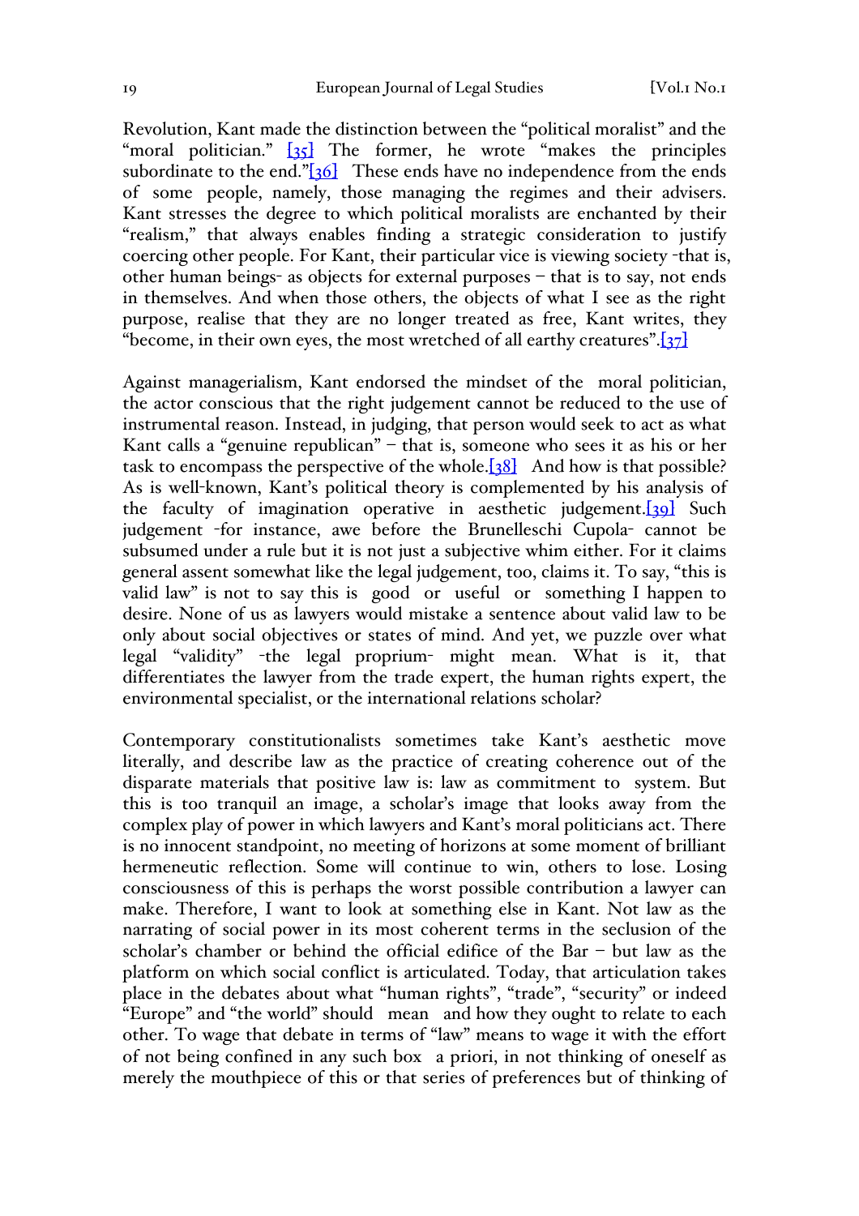Revolution, Kant made the distinction between the "political moralist" and the "moral politician." [35] The former, he wrote "makes the principles subordinate to the end."[36] These ends have no independence from the ends of some people, namely, those managing the regimes and their advisers. Kant stresses the degree to which political moralists are enchanted by their "realism," that always enables finding a strategic consideration to justify coercing other people. For Kant, their particular vice is viewing society -that is, other human beings- as objects for external purposes – that is to say, not ends in themselves. And when those others, the objects of what I see as the right purpose, realise that they are no longer treated as free, Kant writes, they "become, in their own eyes, the most wretched of all earthy creatures".[37]

Against managerialism, Kant endorsed the mindset of the moral politician, the actor conscious that the right judgement cannot be reduced to the use of instrumental reason. Instead, in judging, that person would seek to act as what Kant calls a "genuine republican" – that is, someone who sees it as his or her task to encompass the perspective of the whole.[38] And how is that possible? As is well-known, Kant's political theory is complemented by his analysis of the faculty of imagination operative in aesthetic judgement.[39] Such judgement -for instance, awe before the Brunelleschi Cupola- cannot be subsumed under a rule but it is not just a subjective whim either. For it claims general assent somewhat like the legal judgement, too, claims it. To say, "this is valid law" is not to say this is good or useful or something I happen to desire. None of us as lawyers would mistake a sentence about valid law to be only about social objectives or states of mind. And yet, we puzzle over what legal "validity" -the legal proprium- might mean. What is it, that differentiates the lawyer from the trade expert, the human rights expert, the environmental specialist, or the international relations scholar?

Contemporary constitutionalists sometimes take Kant's aesthetic move literally, and describe law as the practice of creating coherence out of the disparate materials that positive law is: law as commitment to system. But this is too tranquil an image, a scholar's image that looks away from the complex play of power in which lawyers and Kant's moral politicians act. There is no innocent standpoint, no meeting of horizons at some moment of brilliant hermeneutic reflection. Some will continue to win, others to lose. Losing consciousness of this is perhaps the worst possible contribution a lawyer can make. Therefore, I want to look at something else in Kant. Not law as the narrating of social power in its most coherent terms in the seclusion of the scholar's chamber or behind the official edifice of the Bar – but law as the platform on which social conflict is articulated. Today, that articulation takes place in the debates about what "human rights", "trade", "security" or indeed "Europe" and "the world" should mean and how they ought to relate to each other. To wage that debate in terms of "law" means to wage it with the effort of not being confined in any such box a priori, in not thinking of oneself as merely the mouthpiece of this or that series of preferences but of thinking of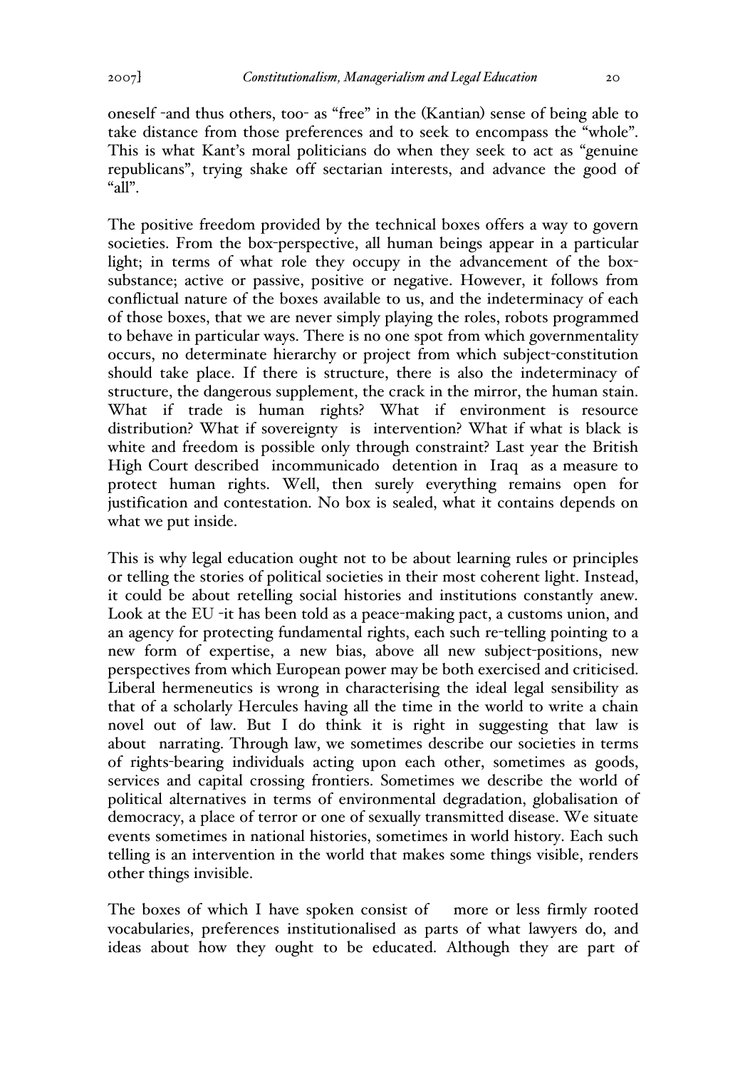oneself -and thus others, too- as "free" in the (Kantian) sense of being able to take distance from those preferences and to seek to encompass the "whole". This is what Kant's moral politicians do when they seek to act as "genuine republicans", trying shake off sectarian interests, and advance the good of "all".

The positive freedom provided by the technical boxes offers a way to govern societies. From the box-perspective, all human beings appear in a particular light; in terms of what role they occupy in the advancement of the box-substance; active or passive, positive or negative. However, it follows from conflictual nature of the boxes available to us, and the indeterminacy of each of those boxes, that we are never simply playing the roles, robots programmed to behave in particular ways. There is no one spot from which governmentality occurs, no determinate hierarchy or project from which subject-constitution should take place. If there is structure, there is also the indeterminacy of structure, the dangerous supplement, the crack in the mirror, the human stain. What if trade is human rights? What if environment is resource distribution? What if sovereignty is intervention? What if what is black is white and freedom is possible only through constraint? Last year the British High Court described incommunicado detention in Iraq as a measure to protect human rights. Well, then surely everything remains open for justification and contestation. No box is sealed, what it contains depends on what we put inside.

This is why legal education ought not to be about learning rules or principles or telling the stories of political societies in their most coherent light. Instead, it could be about retelling social histories and institutions constantly anew. Look at the EU -it has been told as a peace-making pact, a customs union, and an agency for protecting fundamental rights, each such re-telling pointing to a new form of expertise, a new bias, above all new subject-positions, new perspectives from which European power may be both exercised and criticised. Liberal hermeneutics is wrong in characterising the ideal legal sensibility as that of a scholarly Hercules having all the time in the world to write a chain novel out of law. But I do think it is right in suggesting that law is about narrating. Through law, we sometimes describe our societies in terms of rights-bearing individuals acting upon each other, sometimes as goods, services and capital crossing frontiers. Sometimes we describe the world of political alternatives in terms of environmental degradation, globalisation of democracy, a place of terror or one of sexually transmitted disease. We situate events sometimes in national histories, sometimes in world history. Each such telling is an intervention in the world that makes some things visible, renders other things invisible.

The boxes of which I have spoken consist of more or less firmly rooted vocabularies, preferences institutionalised as parts of what lawyers do, and ideas about how they ought to be educated. Although they are part of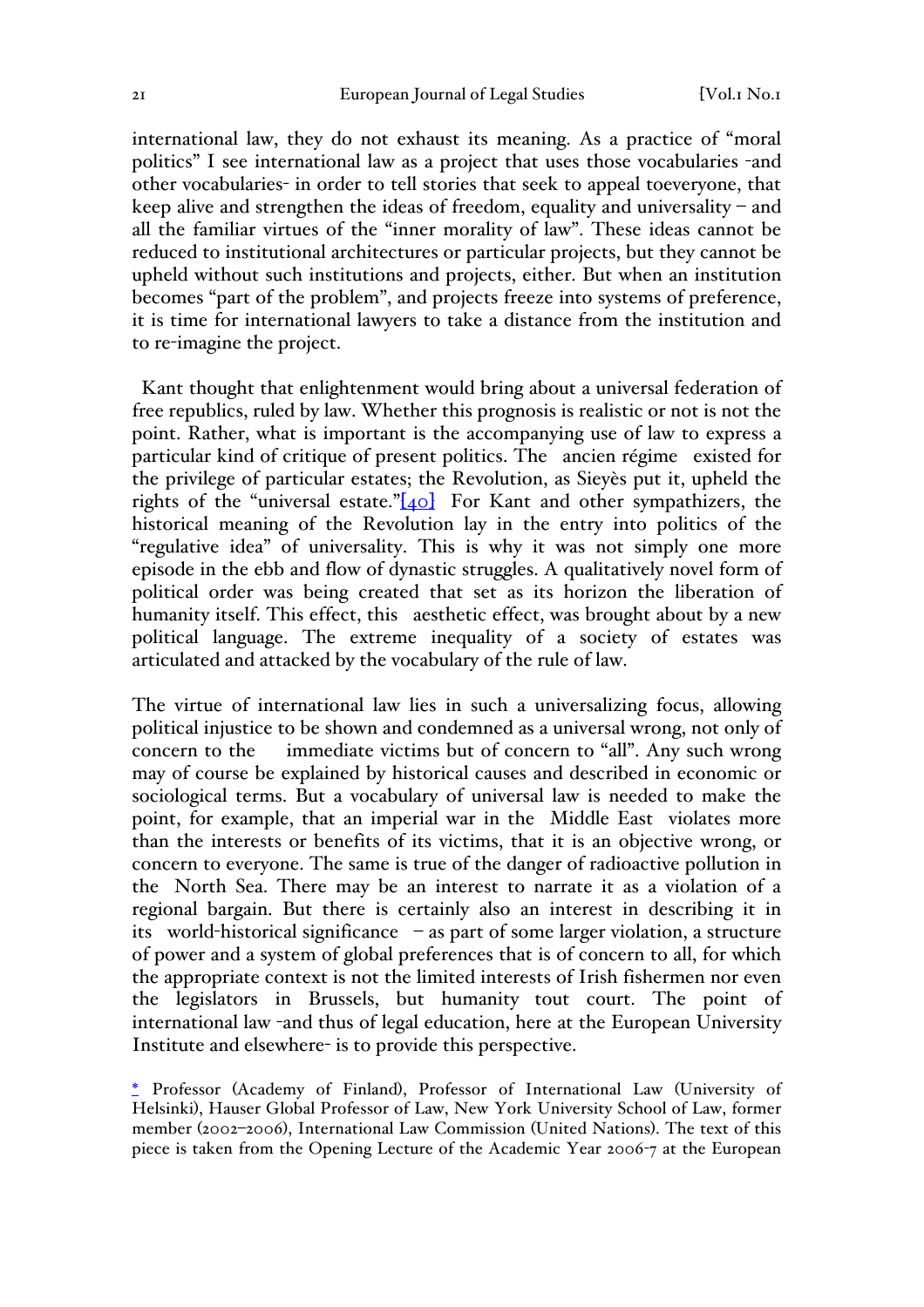international law, they do not exhaust its meaning. As a practice of "moral politics" I see international law as a project that uses those vocabularies -and other vocabularies- in order to tell stories that seek to appeal toeveryone, that keep alive and strengthen the ideas of freedom, equality and universality – and all the familiar virtues of the "inner morality of law". These ideas cannot be reduced to institutional architectures or particular projects, but they cannot be upheld without such institutions and projects, either. But when an institution becomes "part of the problem", and projects freeze into systems of preference, it is time for international lawyers to take a distance from the institution and to re-imagine the project.

Kant thought that enlightenment would bring about a universal federation of free republics, ruled by law. Whether this prognosis is realistic or not is not the point. Rather, what is important is the accompanying use of law to express a particular kind of critique of present politics. The ancien régime existed for the privilege of particular estates; the Revolution, as Sieyès put it, upheld the rights of the "universal estate."[40] For Kant and other sympathizers, the historical meaning of the Revolution lay in the entry into politics of the "regulative idea" of universality. This is why it was not simply one more episode in the ebb and flow of dynastic struggles. A qualitatively novel form of political order was being created that set as its horizon the liberation of humanity itself. This effect, this aesthetic effect, was brought about by a new political language. The extreme inequality of a society of estates was articulated and attacked by the vocabulary of the rule of law.

The virtue of international law lies in such a universalizing focus, allowing political injustice to be shown and condemned as a universal wrong, not only of concern to the immediate victims but of concern to "all". Any such wrong may of course be explained by historical causes and described in economic or sociological terms. But a vocabulary of universal law is needed to make the point, for example, that an imperial war in the Middle East violates more than the interests or benefits of its victims, that it is an objective wrong, or concern to everyone. The same is true of the danger of radioactive pollution in the North Sea. There may be an interest to narrate it as a violation of a regional bargain. But there is certainly also an interest in describing it in its world-historical significance – as part of some larger violation, a structure of power and a system of global preferences that is of concern to all, for which the appropriate context is not the limited interests of Irish fishermen nor even the legislators in Brussels, but humanity tout court. The point of international law -and thus of legal education, here at the European University Institute and elsewhere- is to provide this perspective.

* Professor (Academy of Finland), Professor of International Law (University of Helsinki), Hauser Global Professor of Law, New York University School of Law, former member (2002–2006), International Law Commission (United Nations). The text of this piece is taken from the Opening Lecture of the Academic Year 2006-7 at the European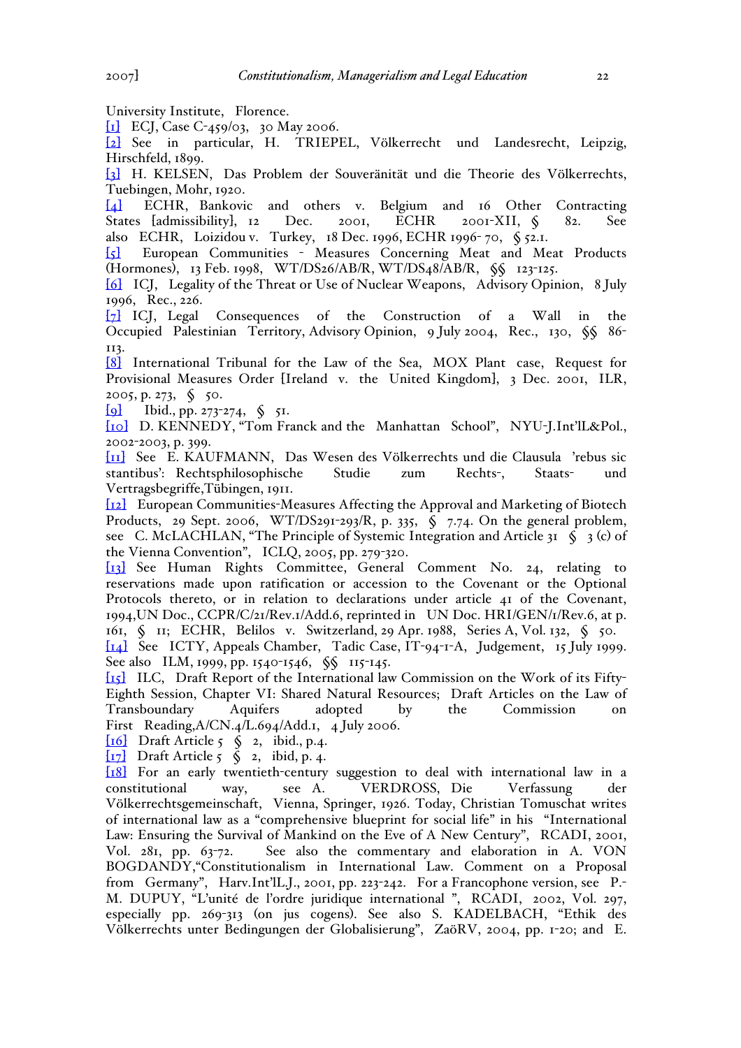University Institute, Florence.

[1] ECJ, Case C-459/03, 30 May 2006.

[2] See in particular, H. TRIEPEL, Völkerrecht und Landesrecht, Leipzig, Hirschfeld, 1899.

[3] H. KELSEN, Das Problem der Souveränität und die Theorie des Völkerrechts, Tuebingen, Mohr, 1920.

[4] ECHR, Bankovic and others v. Belgium and 16 Other Contracting States [admissibility], 12 Dec. 2001, ECHR 2001-XII, § 82. See also ECHR, Loizidou v. Turkey, 18 Dec. 1996, ECHR 1996- 70, § 52.1.

[5] European Communities - Measures Concerning Meat and Meat Products (Hormones), 13 Feb. 1998, WT/DS26/AB/R, WT/DS48/AB/R, §§ 123-125.

[6] ICJ, Legality of the Threat or Use of Nuclear Weapons, Advisory Opinion, 8 July 1996, Rec., 226.

[7] ICJ, Legal Consequences of the Construction of a Wall in the Occupied Palestinian Territory, Advisory Opinion, 9 July 2004, Rec., 130, §§ 86-113.

[8] International Tribunal for the Law of the Sea, MOX Plant case, Request for Provisional Measures Order [Ireland v. the United Kingdom], 3 Dec. 2001, ILR, 2005, p. 273, § 50.

[9] Ibid., pp. 273-274, § 51.

[10] D. KENNEDY, "Tom Franck and the Manhattan School", NYU-J.Int'lL&Pol., 2002-2003, p. 399.

[11] See E. KAUFMANN, Das Wesen des Völkerrechts und die Clausula 'rebus sic stantibus': Rechtsphilosophische Studie zum Rechts-, Staats- und Vertragsbegriffe,Tübingen, 1911.

[12] European Communities-Measures Affecting the Approval and Marketing of Biotech Products, 29 Sept. 2006, WT/DS291-293/R, p. 335, § 7.74. On the general problem, see C. McLACHLAN, "The Principle of Systemic Integration and Article 31 § 3 (c) of the Vienna Convention", ICLQ, 2005, pp. 279-320.

[13] See Human Rights Committee, General Comment No. 24, relating to reservations made upon ratification or accession to the Covenant or the Optional Protocols thereto, or in relation to declarations under article 41 of the Covenant, 1994,UN Doc., CCPR/C/21/Rev.1/Add.6, reprinted in UN Doc. HRI/GEN/1/Rev.6, at p. 161, § 11; ECHR, Belilos v. Switzerland, 29 Apr. 1988, Series A, Vol. 132, § 50.

[14] See ICTY, Appeals Chamber, Tadic Case, IT-94-1-A, Judgement, 15 July 1999. See also ILM, 1999, pp. 1540-1546, §§ 115-145.

[15] ILC, Draft Report of the International law Commission on the Work of its Fifty-Eighth Session, Chapter VI: Shared Natural Resources; Draft Articles on the Law of Transboundary Aquifers adopted by the Commission on First Reading,A/CN.4/L.694/Add.1, 4 July 2006.

[16] Draft Article 5 § 2, ibid., p.4.

[17] Draft Article 5 § 2, ibid, p. 4.

[18] For an early twentieth-century suggestion to deal with international law in a constitutional way, see A. VERDROSS, Die Verfassung der Völkerrechtsgemeinschaft, Vienna, Springer, 1926. Today, Christian Tomuschat writes of international law as a "comprehensive blueprint for social life" in his "International Law: Ensuring the Survival of Mankind on the Eve of A New Century", RCADI, 2001, Vol. 281, pp. 63-72. See also the commentary and elaboration in A. VON BOGDANDY,"Constitutionalism in International Law. Comment on a Proposal from Germany", Harv.Int'lL.J., 2001, pp. 223-242. For a Francophone version, see P.-M. DUPUY, "L'unité de l'ordre juridique international ", RCADI, 2002, Vol. 297, especially pp. 269-313 (on jus cogens). See also S. KADELBACH, "Ethik des Völkerrechts unter Bedingungen der Globalisierung", ZaöRV, 2004, pp. 1-20; and E.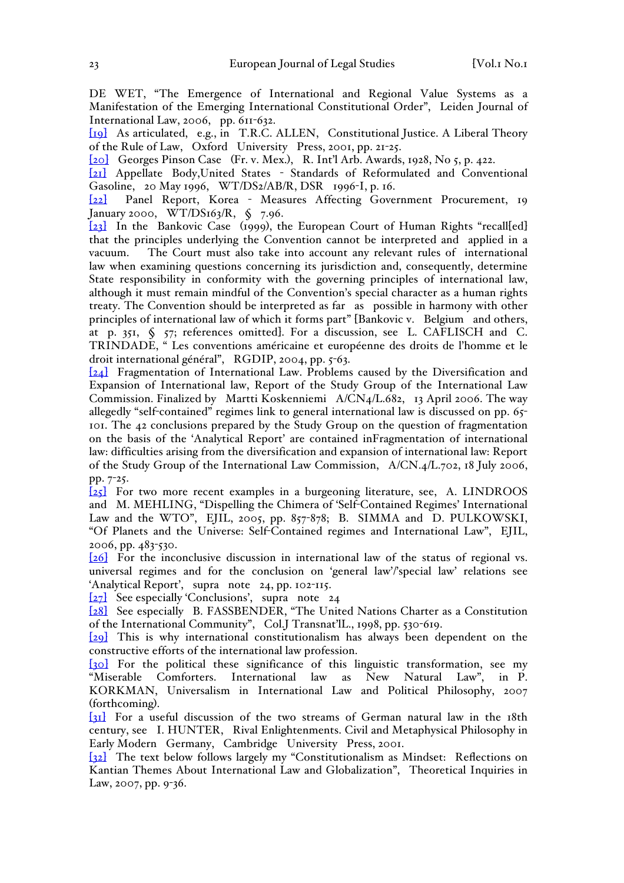DE WET, "The Emergence of International and Regional Value Systems as a Manifestation of the Emerging International Constitutional Order", Leiden Journal of International Law, 2006, pp. 611-632.

[19] As articulated, e.g., in T.R.C. ALLEN, Constitutional Justice. A Liberal Theory of the Rule of Law, Oxford University Press, 2001, pp. 21-25.

[20] Georges Pinson Case (Fr. v. Mex.), R. Int'l Arb. Awards, 1928, No 5, p. 422.

[21] Appellate Body,United States - Standards of Reformulated and Conventional Gasoline, 20 May 1996, WT/DS2/AB/R, DSR 1996-I, p. 16.

[22] Panel Report, Korea - Measures Affecting Government Procurement, 19 January 2000, WT/DS163/R, § 7.96.

[23] In the Bankovic Case (1999), the European Court of Human Rights "recall[ed] that the principles underlying the Convention cannot be interpreted and applied in a vacuum. The Court must also take into account any relevant rules of international law when examining questions concerning its jurisdiction and, consequently, determine State responsibility in conformity with the governing principles of international law, although it must remain mindful of the Convention's special character as a human rights treaty. The Convention should be interpreted as far as possible in harmony with other principles of international law of which it forms part" [Bankovic v. Belgium and others, at p. 351, § 57; references omitted]. For a discussion, see L. CAFLISCH and C. TRINDADE, " Les conventions américaine et européenne des droits de l'homme et le droit international général", RGDIP, 2004, pp. 5-63.

[24] Fragmentation of International Law. Problems caused by the Diversification and Expansion of International law, Report of the Study Group of the International Law Commission. Finalized by Martti Koskenniemi A/CN4/L.682, 13 April 2006. The way allegedly "self-contained" regimes link to general international law is discussed on pp. 65-101. The 42 conclusions prepared by the Study Group on the question of fragmentation on the basis of the 'Analytical Report' are contained inFragmentation of international law: difficulties arising from the diversification and expansion of international law: Report of the Study Group of the International Law Commission, A/CN.4/L.702, 18 July 2006, pp. 7-25.

[25] For two more recent examples in a burgeoning literature, see, A. LINDROOS and M. MEHLING, "Dispelling the Chimera of 'Self-Contained Regimes' International Law and the WTO", EJIL, 2005, pp. 857-878; B. SIMMA and D. PULKOWSKI, "Of Planets and the Universe: Self-Contained regimes and International Law", EJIL, 2006, pp. 483-530.

[26] For the inconclusive discussion in international law of the status of regional vs. universal regimes and for the conclusion on 'general law'/'special law' relations see 'Analytical Report', supra note 24, pp. 102-115.

[27] See especially 'Conclusions', supra note 24

[28] See especially B. FASSBENDER, "The United Nations Charter as a Constitution of the International Community", Col.J Transnat'lL., 1998, pp. 530-619.

[29] This is why international constitutionalism has always been dependent on the constructive efforts of the international law profession.

[30] For the political these significance of this linguistic transformation, see my "Miserable Comforters. International law as New Natural Law", in P. KORKMAN, Universalism in International Law and Political Philosophy, 2007 (forthcoming).

[31] For a useful discussion of the two streams of German natural law in the 18th century, see I. HUNTER, Rival Enlightenments. Civil and Metaphysical Philosophy in Early Modern Germany, Cambridge University Press, 2001.

[32] The text below follows largely my "Constitutionalism as Mindset: Reflections on Kantian Themes About International Law and Globalization", Theoretical Inquiries in Law, 2007, pp. 9-36.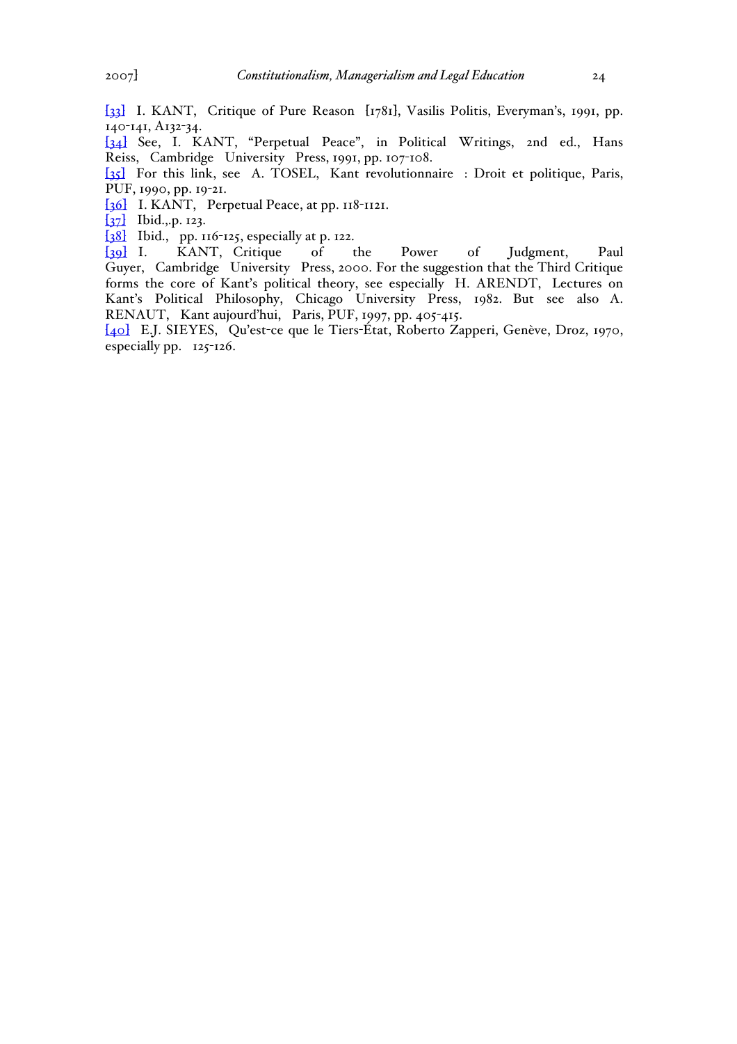[33] I. KANT, Critique of Pure Reason [1781], Vasilis Politis, Everyman's, 1991, pp. 140-141, A132-34.
[34] See, I. KANT, "Perpetual Peace", in Political Writings, 2nd ed., Hans Reiss, Cambridge University Press, 1991, pp. 107-108.
[35] For this link, see A. TOSEL, Kant revolutionnaire : Droit et politique, Paris, PUF, 1990, pp. 19-21.
[36] I. KANT, Perpetual Peace, at pp. 118-1121.
[37] Ibid.,.p. 123.
[38] Ibid., pp. 116-125, especially at p. 122.
[39] I. KANT, Critique of the Power of Judgment, Paul Guyer, Cambridge University Press, 2000. For the suggestion that the Third Critique forms the core of Kant's political theory, see especially H. ARENDT, Lectures on Kant's Political Philosophy, Chicago University Press, 1982. But see also A. RENAUT, Kant aujourd'hui, Paris, PUF, 1997, pp. 405-415.
[40] E.J. SIEYES, Qu'est-ce que le Tiers-État, Roberto Zapperi, Genève, Droz, 1970, especially pp. 125-126.